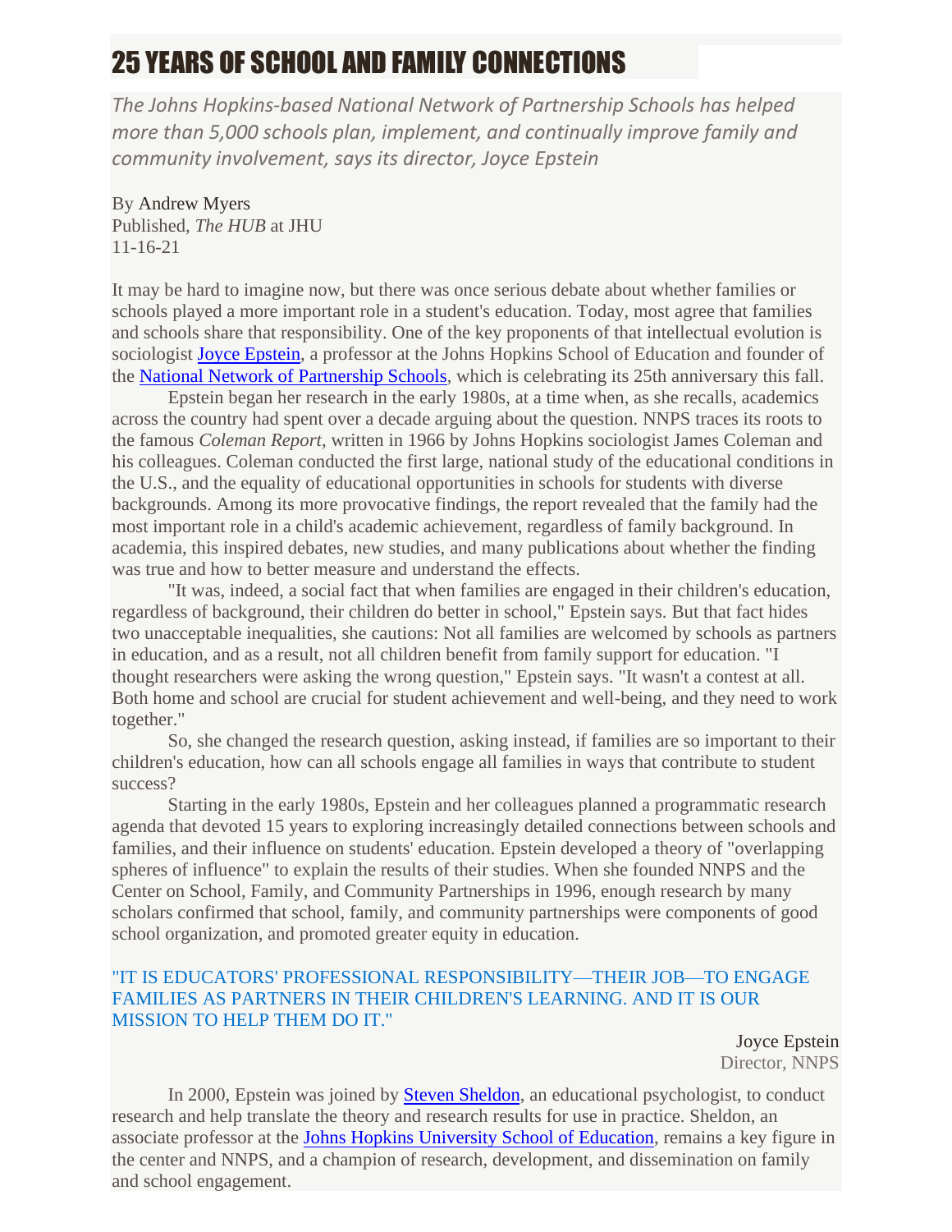# 25 YEARS OF SCHOOL AND FAMILY CONNECTIONS

*The Johns Hopkins-based National Network of Partnership Schools has helped more than 5,000 schools plan, implement, and continually improve family and community involvement, says its director, Joyce Epstein*

By Andrew Myers
Published, *The HUB* at JHU
11-16-21

It may be hard to imagine now, but there was once serious debate about whether families or schools played a more important role in a student's education. Today, most agree that families and schools share that responsibility. One of the key proponents of that intellectual evolution is sociologist Joyce Epstein, a professor at the Johns Hopkins School of Education and founder of the National Network of Partnership Schools, which is celebrating its 25th anniversary this fall.

Epstein began her research in the early 1980s, at a time when, as she recalls, academics across the country had spent over a decade arguing about the question. NNPS traces its roots to the famous *Coleman Report*, written in 1966 by Johns Hopkins sociologist James Coleman and his colleagues. Coleman conducted the first large, national study of the educational conditions in the U.S., and the equality of educational opportunities in schools for students with diverse backgrounds. Among its more provocative findings, the report revealed that the family had the most important role in a child's academic achievement, regardless of family background. In academia, this inspired debates, new studies, and many publications about whether the finding was true and how to better measure and understand the effects.

"It was, indeed, a social fact that when families are engaged in their children's education, regardless of background, their children do better in school," Epstein says. But that fact hides two unacceptable inequalities, she cautions: Not all families are welcomed by schools as partners in education, and as a result, not all children benefit from family support for education. "I thought researchers were asking the wrong question," Epstein says. "It wasn't a contest at all. Both home and school are crucial for student achievement and well-being, and they need to work together."

So, she changed the research question, asking instead, if families are so important to their children's education, how can all schools engage all families in ways that contribute to student success?

Starting in the early 1980s, Epstein and her colleagues planned a programmatic research agenda that devoted 15 years to exploring increasingly detailed connections between schools and families, and their influence on students' education. Epstein developed a theory of "overlapping spheres of influence" to explain the results of their studies. When she founded NNPS and the Center on School, Family, and Community Partnerships in 1996, enough research by many scholars confirmed that school, family, and community partnerships were components of good school organization, and promoted greater equity in education.

"IT IS EDUCATORS' PROFESSIONAL RESPONSIBILITY—THEIR JOB—TO ENGAGE FAMILIES AS PARTNERS IN THEIR CHILDREN'S LEARNING. AND IT IS OUR MISSION TO HELP THEM DO IT."

Joyce Epstein
Director, NNPS

In 2000, Epstein was joined by Steven Sheldon, an educational psychologist, to conduct research and help translate the theory and research results for use in practice. Sheldon, an associate professor at the Johns Hopkins University School of Education, remains a key figure in the center and NNPS, and a champion of research, development, and dissemination on family and school engagement.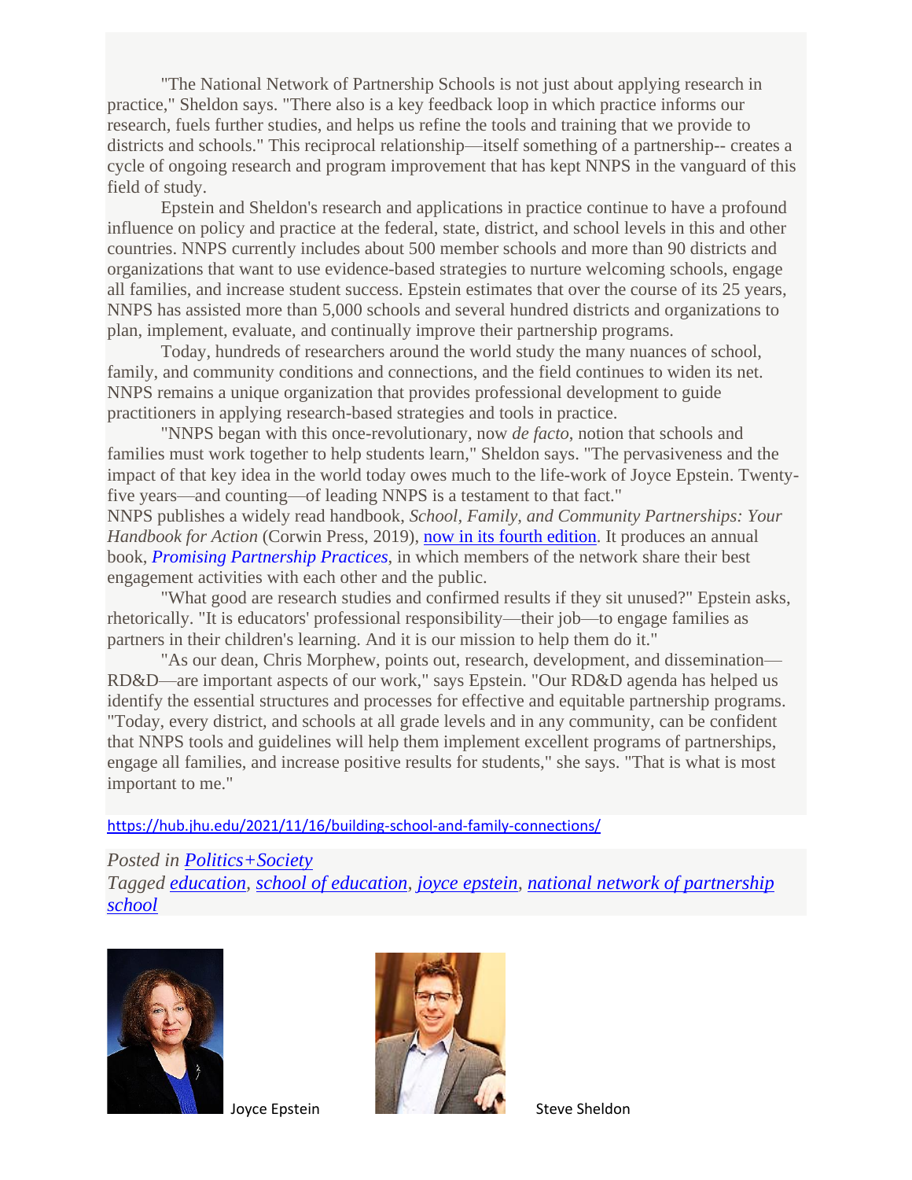"The National Network of Partnership Schools is not just about applying research in practice," Sheldon says. "There also is a key feedback loop in which practice informs our research, fuels further studies, and helps us refine the tools and training that we provide to districts and schools." This reciprocal relationship—itself something of a partnership-- creates a cycle of ongoing research and program improvement that has kept NNPS in the vanguard of this field of study.

Epstein and Sheldon's research and applications in practice continue to have a profound influence on policy and practice at the federal, state, district, and school levels in this and other countries. NNPS currently includes about 500 member schools and more than 90 districts and organizations that want to use evidence-based strategies to nurture welcoming schools, engage all families, and increase student success. Epstein estimates that over the course of its 25 years, NNPS has assisted more than 5,000 schools and several hundred districts and organizations to plan, implement, evaluate, and continually improve their partnership programs.

Today, hundreds of researchers around the world study the many nuances of school, family, and community conditions and connections, and the field continues to widen its net. NNPS remains a unique organization that provides professional development to guide practitioners in applying research-based strategies and tools in practice.

"NNPS began with this once-revolutionary, now *de facto*, notion that schools and families must work together to help students learn," Sheldon says. "The pervasiveness and the impact of that key idea in the world today owes much to the life-work of Joyce Epstein. Twenty-five years—and counting—of leading NNPS is a testament to that fact."

NNPS publishes a widely read handbook, *School, Family, and Community Partnerships: Your Handbook for Action* (Corwin Press, 2019), [now in its fourth edition](). It produces an annual book, [*Promising Partnership Practices*](), in which members of the network share their best engagement activities with each other and the public.

"What good are research studies and confirmed results if they sit unused?" Epstein asks, rhetorically. "It is educators' professional responsibility—their job—to engage families as partners in their children's learning. And it is our mission to help them do it."

"As our dean, Chris Morphew, points out, research, development, and dissemination—RD&D—are important aspects of our work," says Epstein. "Our RD&D agenda has helped us identify the essential structures and processes for effective and equitable partnership programs. "Today, every district, and schools at all grade levels and in any community, can be confident that NNPS tools and guidelines will help them implement excellent programs of partnerships, engage all families, and increase positive results for students," she says. "That is what is most important to me."

https://hub.jhu.edu/2021/11/16/building-school-and-family-connections/

*Posted in [Politics+Society]()*
*Tagged [education](), [school of education](), [joyce epstein](), [national network of partnership school]()*

Joyce Epstein

Steve Sheldon